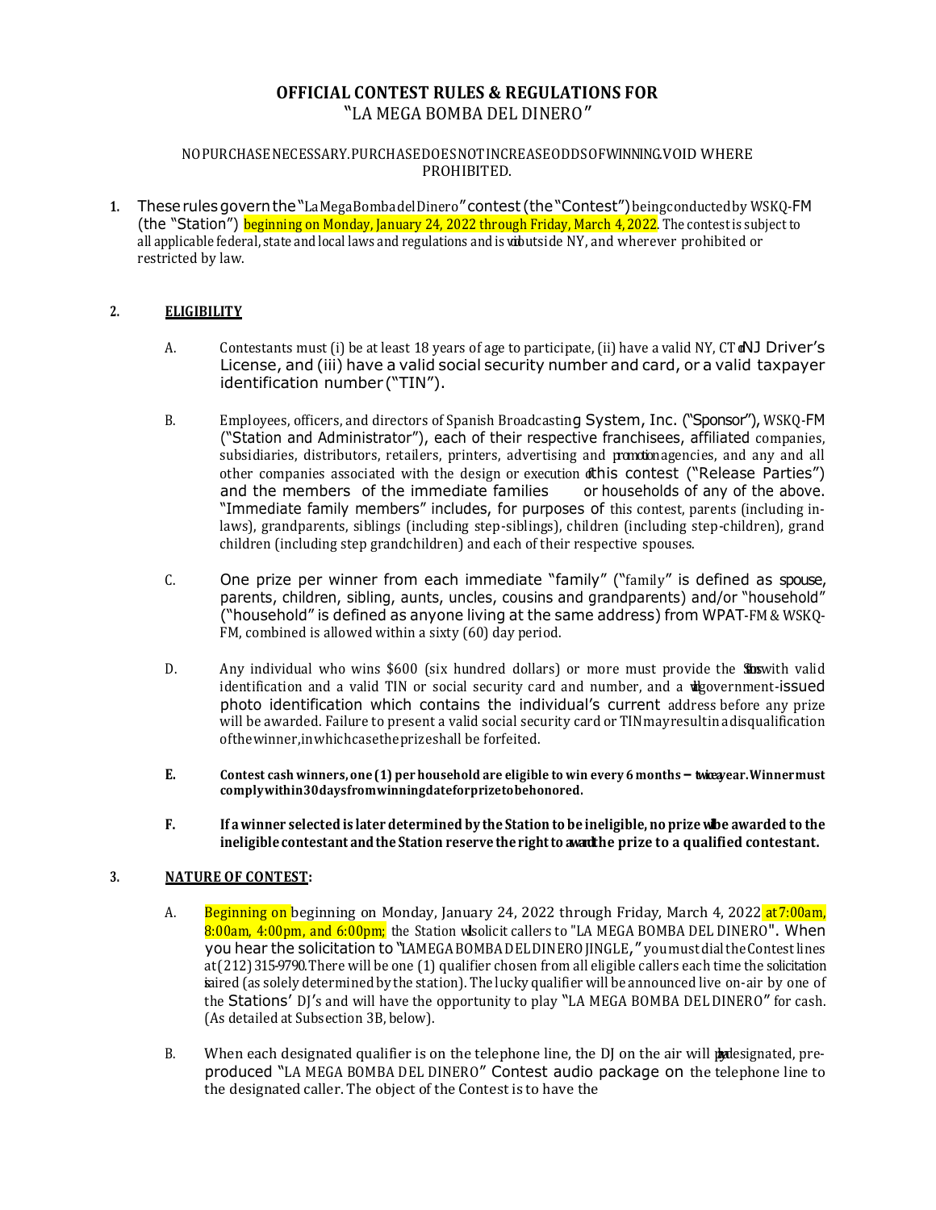# OFFICIAL CONTEST RULES & REGULATIONS FOR
"LA MEGA BOMBA DEL DINERO"

NO PURCHASE NECESSARY. PURCHASE DOES NOT INCREASE ODDS OF WINNING. VOID WHERE PROHIBITED.

1. These rules govern the "La Mega Bomba del Dinero" contest (the "Contest") being conducted by WSKQ-FM (the "Station") beginning on Monday, January 24, 2022 through Friday, March 4, 2022. The contest is subject to all applicable federal, state and local laws and regulations and is void outside NY, and wherever prohibited or restricted by law.

2. **ELIGIBILITY**

   A. Contestants must (i) be at least 18 years of age to participate, (ii) have a valid NY, CT or NJ Driver's License, and (iii) have a valid social security number and card, or a valid taxpayer identification number ("TIN").

   B. Employees, officers, and directors of Spanish Broadcasting System, Inc. ("Sponsor"), WSKQ-FM ("Station and Administrator"), each of their respective franchisees, affiliated companies, subsidiaries, distributors, retailers, printers, advertising and promotion agencies, and any and all other companies associated with the design or execution of this contest ("Release Parties") and the members of the immediate families or households of any of the above. "Immediate family members" includes, for purposes of this contest, parents (including in-laws), grandparents, siblings (including step-siblings), children (including step-children), grand children (including step grandchildren) and each of their respective spouses.

   C. One prize per winner from each immediate "family" ("family" is defined as spouse, parents, children, sibling, aunts, uncles, cousins and grandparents) and/or "household" ("household" is defined as anyone living at the same address) from WPAT-FM & WSKQ-FM, combined is allowed within a sixty (60) day period.

   D. Any individual who wins $600 (six hundred dollars) or more must provide the Stations with valid identification and a valid TIN or social security card and number, and a valid government-issued photo identification which contains the individual's current address before any prize will be awarded. Failure to present a valid social security card or TIN may result in a disqualification of the winner, in which case the prize shall be forfeited.

   **E. Contest cash winners, one (1) per household are eligible to win every 6 months – twice a year. Winner must comply within 30 days from winning date for prize to be honored.**

   **F. If a winner selected is later determined by the Station to be ineligible, no prize will be awarded to the ineligible contestant and the Station reserve the right to award the prize to a qualified contestant.**

3. **NATURE OF CONTEST:**

   A. Beginning on beginning on Monday, January 24, 2022 through Friday, March 4, 2022 at 7:00am, 8:00am, 4:00pm, and 6:00pm; the Station will solicit callers to "LA MEGA BOMBA DEL DINERO". When you hear the solicitation to "LA MEGA BOMBA DEL DINERO JINGLE," you must dial the Contest lines at (212) 315-9790. There will be one (1) qualifier chosen from all eligible callers each time the solicitation is aired (as solely determined by the station). The lucky qualifier will be announced live on-air by one of the Stations' DJ's and will have the opportunity to play "LA MEGA BOMBA DEL DINERO" for cash. (As detailed at Subsection 3B, below).

   B. When each designated qualifier is on the telephone line, the DJ on the air will play designated, pre-produced "LA MEGA BOMBA DEL DINERO" Contest audio package on the telephone line to the designated caller. The object of the Contest is to have the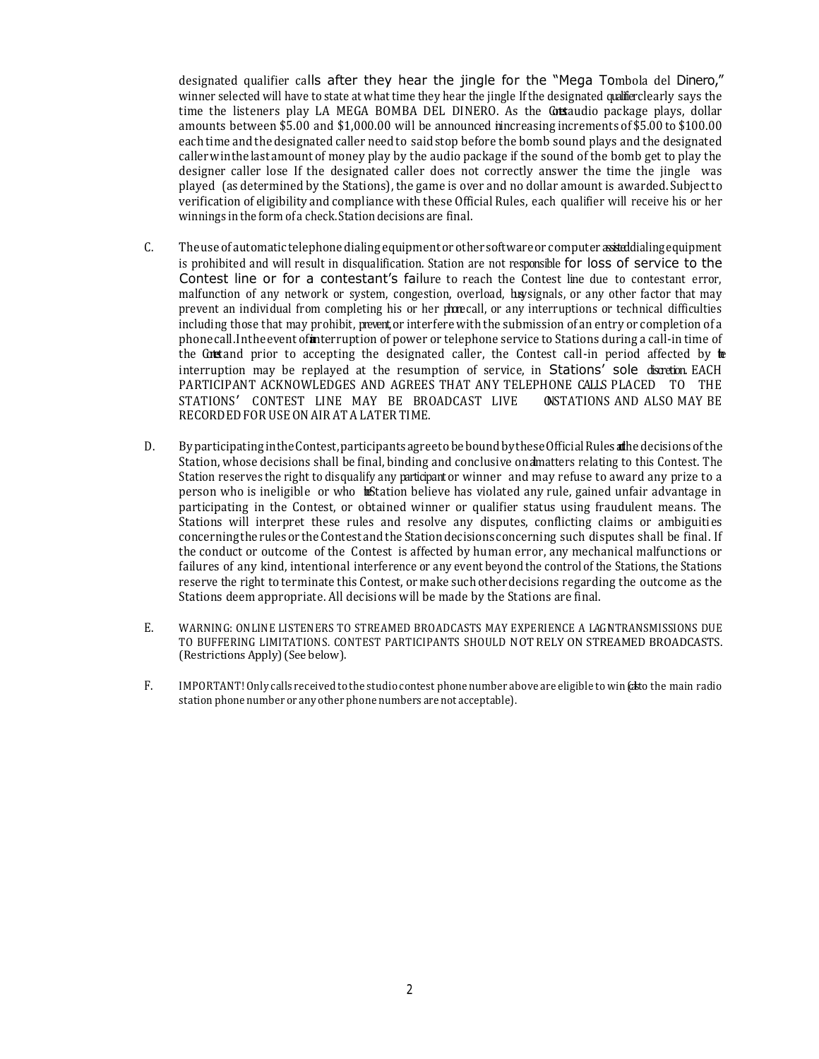designated qualifier calls after they hear the jingle for the "Mega Tombola del Dinero," winner selected will have to state at what time they hear the jingle If the designated qualifier clearly says the time the listeners play LA MEGA BOMBA DEL DINERO. As the Contest audio package plays, dollar amounts between $5.00 and $1,000.00 will be announced in increasing increments of $5.00 to $100.00 each time and the designated caller need to said stop before the bomb sound plays and the designated caller win the last amount of money play by the audio package if the sound of the bomb get to play the designer caller lose If the designated caller does not correctly answer the time the jingle was played (as determined by the Stations), the game is over and no dollar amount is awarded. Subject to verification of eligibility and compliance with these Official Rules, each qualifier will receive his or her winnings in the form of a check. Station decisions are final.

C. The use of automatic telephone dialing equipment or other software or computer assisted dialing equipment is prohibited and will result in disqualification. Station are not responsible for loss of service to the Contest line or for a contestant's failure to reach the Contest line due to contestant error, malfunction of any network or system, congestion, overload, busy signals, or any other factor that may prevent an individual from completing his or her phone call, or any interruptions or technical difficulties including those that may prohibit, prevent, or interfere with the submission of an entry or completion of a phone call. In the event of an interruption of power or telephone service to Stations during a call-in time of the Contest and prior to accepting the designated caller, the Contest call-in period affected by the interruption may be replayed at the resumption of service, in Stations' sole discretion. EACH PARTICIPANT ACKNOWLEDGES AND AGREES THAT ANY TELEPHONE CALLS PLACED TO THE STATIONS' CONTEST LINE MAY BE BROADCAST LIVE ON STATIONS AND ALSO MAY BE RECORDED FOR USE ON AIR AT A LATER TIME.

D. By participating in the Contest, participants agree to be bound by these Official Rules and the decisions of the Station, whose decisions shall be final, binding and conclusive on all matters relating to this Contest. The Station reserves the right to disqualify any participant or winner and may refuse to award any prize to a person who is ineligible or who the Station believe has violated any rule, gained unfair advantage in participating in the Contest, or obtained winner or qualifier status using fraudulent means. The Stations will interpret these rules and resolve any disputes, conflicting claims or ambiguities concerning the rules or the Contest and the Station decisions concerning such disputes shall be final. If the conduct or outcome of the Contest is affected by human error, any mechanical malfunctions or failures of any kind, intentional interference or any event beyond the control of the Stations, the Stations reserve the right to terminate this Contest, or make such other decisions regarding the outcome as the Stations deem appropriate. All decisions will be made by the Stations are final.

E. WARNING: ONLINE LISTENERS TO STREAMED BROADCASTS MAY EXPERIENCE A LAG IN TRANSMISSIONS DUE TO BUFFERING LIMITATIONS. CONTEST PARTICIPANTS SHOULD NOT RELY ON STREAMED BROADCASTS. (Restrictions Apply) (See below).

F. IMPORTANT! Only calls received to the studio contest phone number above are eligible to win (calls to the main radio station phone number or any other phone numbers are not acceptable).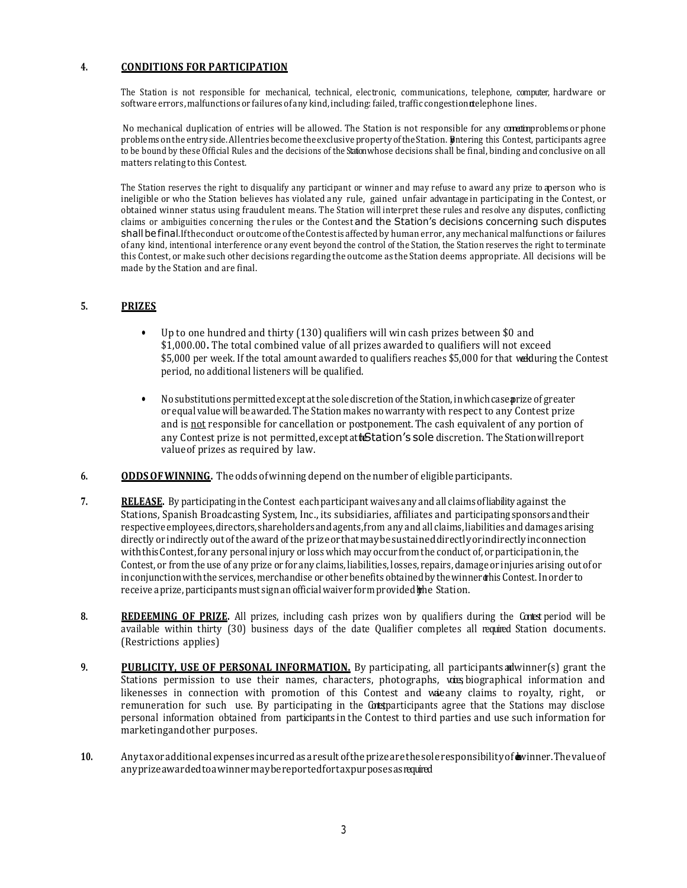## 4. CONDITIONS FOR PARTICIPATION

The Station is not responsible for mechanical, technical, electronic, communications, telephone, computer, hardware or software errors, malfunctions or failures of any kind, including: failed, traffic congestion on telephone lines.

No mechanical duplication of entries will be allowed. The Station is not responsible for any connection problems or phone problems on the entry side. All entries become the exclusive property of the Station. By entering this Contest, participants agree to be bound by these Official Rules and the decisions of the Station whose decisions shall be final, binding and conclusive on all matters relating to this Contest.

The Station reserves the right to disqualify any participant or winner and may refuse to award any prize to a person who is ineligible or who the Station believes has violated any rule, gained unfair advantage in participating in the Contest, or obtained winner status using fraudulent means. The Station will interpret these rules and resolve any disputes, conflicting claims or ambiguities concerning the rules or the Contest and the Station's decisions concerning such disputes shall be final. If the conduct or outcome of the Contest is affected by human error, any mechanical malfunctions or failures of any kind, intentional interference or any event beyond the control of the Station, the Station reserves the right to terminate this Contest, or make such other decisions regarding the outcome as the Station deems appropriate. All decisions will be made by the Station and are final.

## 5. PRIZES

- Up to one hundred and thirty (130) qualifiers will win cash prizes between $0 and $1,000.00**.** The total combined value of all prizes awarded to qualifiers will not exceed $5,000 per week. If the total amount awarded to qualifiers reaches $5,000 for that week during the Contest period, no additional listeners will be qualified.

- No substitutions permitted except at the sole discretion of the Station, in which case a prize of greater or equal value will be awarded. The Station makes no warranty with respect to any Contest prize and is <u>not</u> responsible for cancellation or postponement. The cash equivalent of any portion of any Contest prize is not permitted, except at the Station's sole discretion. The Station will report value of prizes as required by law.

**6. ODDS OF WINNING.** The odds of winning depend on the number of eligible participants.

**7. RELEASE.** By participating in the Contest each participant waives any and all claims of liability against the Stations, Spanish Broadcasting System, Inc., its subsidiaries, affiliates and participating sponsors and their respective employees, directors, shareholders and agents, from any and all claims, liabilities and damages arising directly or indirectly out of the award of the prize or that may be sustained directly or indirectly in connection with this Contest, for any personal injury or loss which may occur from the conduct of, or participation in, the Contest, or from the use of any prize or for any claims, liabilities, losses, repairs, damage or injuries arising out of or in conjunction with the services, merchandise or other benefits obtained by the winner of this Contest. In order to receive a prize, participants must sign an official waiver form provided by the Station.

**8. REDEEMING OF PRIZE.** All prizes, including cash prizes won by qualifiers during the Contest period will be available within thirty (30) business days of the date Qualifier completes all required Station documents. (Restrictions applies)

**9. PUBLICITY, USE OF PERSONAL INFORMATION.** By participating, all participants and winner(s) grant the Stations permission to use their names, characters, photographs, voices, biographical information and likenesses in connection with promotion of this Contest and waive any claims to royalty, right, or remuneration for such use. By participating in the Contest, participants agree that the Stations may disclose personal information obtained from participants in the Contest to third parties and use such information for marketing and other purposes.

**10.** Any tax or additional expenses incurred as a result of the prize are the sole responsibility of the winner. The value of any prize awarded to a winner may be reported for tax purposes as required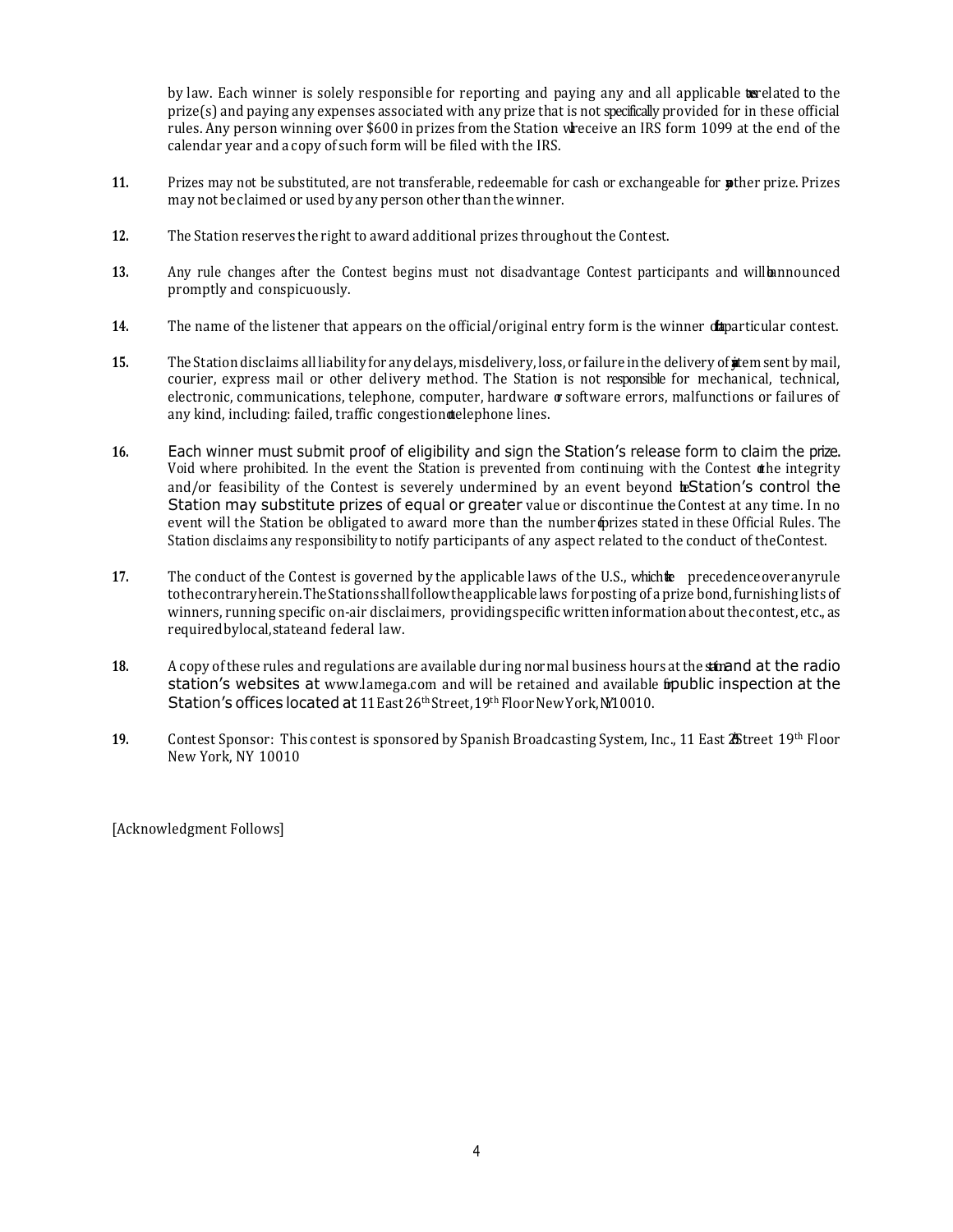by law. Each winner is solely responsible for reporting and paying any and all applicable taxes related to the prize(s) and paying any expenses associated with any prize that is not specifically provided for in these official rules. Any person winning over $600 in prizes from the Station will receive an IRS form 1099 at the end of the calendar year and a copy of such form will be filed with the IRS.

11. Prizes may not be substituted, are not transferable, redeemable for cash or exchangeable for any other prize. Prizes may not be claimed or used by any person other than the winner.

12. The Station reserves the right to award additional prizes throughout the Contest.

13. Any rule changes after the Contest begins must not disadvantage Contest participants and will be announced promptly and conspicuously.

14. The name of the listener that appears on the official/original entry form is the winner of that particular contest.

15. The Station disclaims all liability for any delays, misdelivery, loss, or failure in the delivery of any item sent by mail, courier, express mail or other delivery method. The Station is not responsible for mechanical, technical, electronic, communications, telephone, computer, hardware or software errors, malfunctions or failures of any kind, including: failed, traffic congestion on telephone lines.

16. Each winner must submit proof of eligibility and sign the Station's release form to claim the prize. Void where prohibited. In the event the Station is prevented from continuing with the Contest or the integrity and/or feasibility of the Contest is severely undermined by an event beyond the Station's control the Station may substitute prizes of equal or greater value or discontinue the Contest at any time. In no event will the Station be obligated to award more than the number of prizes stated in these Official Rules. The Station disclaims any responsibility to notify participants of any aspect related to the conduct of the Contest.

17. The conduct of the Contest is governed by the applicable laws of the U.S., which take precedence over any rule to the contrary herein. The Stations shall follow the applicable laws for posting of a prize bond, furnishing lists of winners, running specific on-air disclaimers, providing specific written information about the contest, etc., as required by local, state and federal law.

18. A copy of these rules and regulations are available during normal business hours at the station and at the radio station's websites at www.lamega.com and will be retained and available for public inspection at the Station's offices located at 11 East 26th Street, 19th Floor New York, NY 10010.

19. Contest Sponsor: This contest is sponsored by Spanish Broadcasting System, Inc., 11 East 26 Street 19th Floor New York, NY 10010

[Acknowledgment Follows]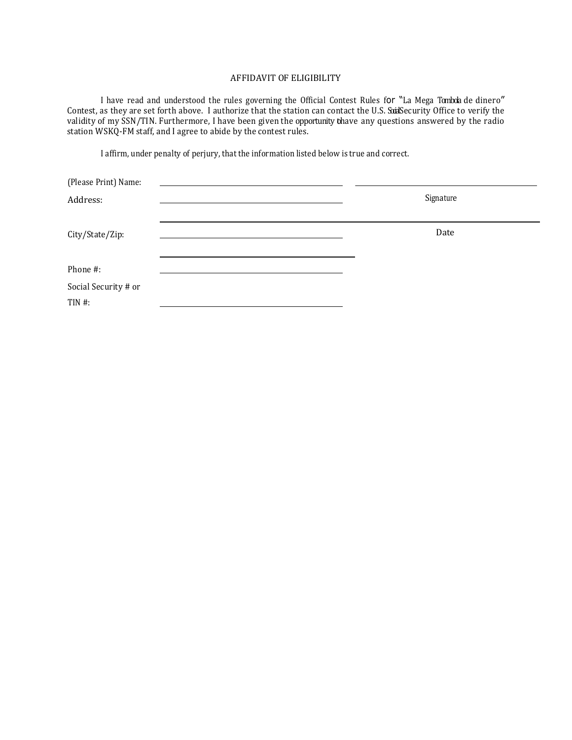# AFFIDAVIT OF ELIGIBILITY

I have read and understood the rules governing the Official Contest Rules for "La Mega Tombola de dinero" Contest, as they are set forth above. I authorize that the station can contact the U.S. Social Security Office to verify the validity of my SSN/TIN. Furthermore, I have been given the opportunity to have any questions answered by the radio station WSKQ-FM staff, and I agree to abide by the contest rules.

I affirm, under penalty of perjury, that the information listed below is true and correct.

(Please Print) Name: ______________________ ______________________

Signature

Address: ______________________

______________________

Date

City/State/Zip: ______________________

______________________

Phone #: ______________________

Social Security # or TIN #: ______________________